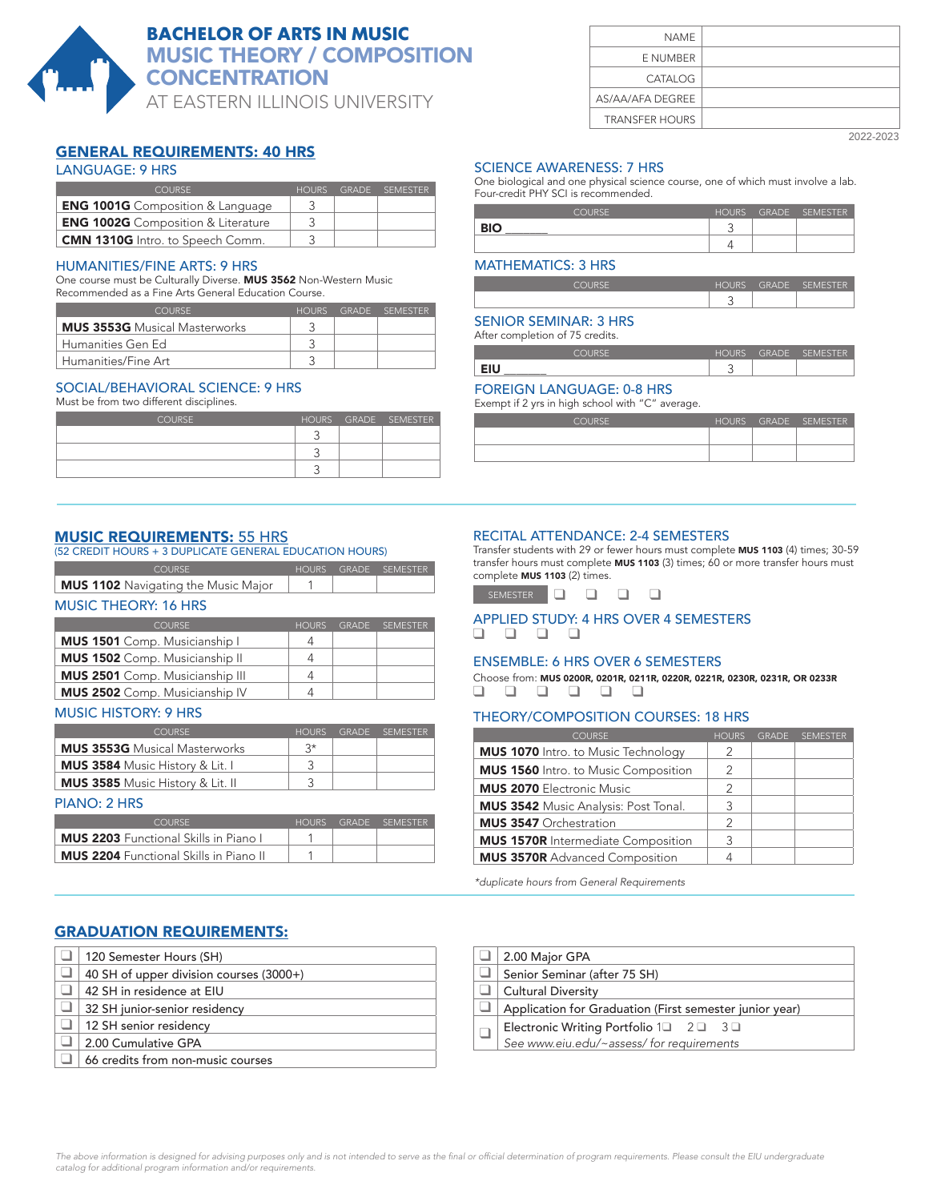# BACHELOR OF ARTS IN MUSIC
## MUSIC THEORY / COMPOSITION CONCENTRATION
AT EASTERN ILLINOIS UNIVERSITY

| | |
|---|---|
| NAME | |
| E NUMBER | |
| CATALOG | |
| AS/AA/AFA DEGREE | |
| TRANSFER HOURS | |

2022-2023

## GENERAL REQUIREMENTS: 40 HRS

### LANGUAGE: 9 HRS

| COURSE | HOURS | GRADE | SEMESTER |
|---|---|---|---|
| **ENG 1001G** Composition & Language | 3 | | |
| **ENG 1002G** Composition & Literature | 3 | | |
| **CMN 1310G** Intro. to Speech Comm. | 3 | | |

### HUMANITIES/FINE ARTS: 9 HRS

One course must be Culturally Diverse. **MUS 3562** Non-Western Music Recommended as a Fine Arts General Education Course.

| COURSE | HOURS | GRADE | SEMESTER |
|---|---|---|---|
| **MUS 3553G** Musical Masterworks | 3 | | |
| Humanities Gen Ed | 3 | | |
| Humanities/Fine Art | 3 | | |

### SOCIAL/BEHAVIORAL SCIENCE: 9 HRS

Must be from two different disciplines.

| COURSE | HOURS | GRADE | SEMESTER |
|---|---|---|---|
| | 3 | | |
| | 3 | | |
| | 3 | | |

### SCIENCE AWARENESS: 7 HRS

One biological and one physical science course, one of which must involve a lab. Four-credit PHY SCI is recommended.

| COURSE | HOURS | GRADE | SEMESTER |
|---|---|---|---|
| **BIO** _______ | 3 | | |
| | 4 | | |

### MATHEMATICS: 3 HRS

| COURSE | HOURS | GRADE | SEMESTER |
|---|---|---|---|
| | 3 | | |

### SENIOR SEMINAR: 3 HRS

After completion of 75 credits.

| COURSE | HOURS | GRADE | SEMESTER |
|---|---|---|---|
| **EIU** _______ | 3 | | |

### FOREIGN LANGUAGE: 0-8 HRS

Exempt if 2 yrs in high school with "C" average.

| COURSE | HOURS | GRADE | SEMESTER |
|---|---|---|---|
| | | | |
| | | | |

## MUSIC REQUIREMENTS: 55 HRS

(52 CREDIT HOURS + 3 DUPLICATE GENERAL EDUCATION HOURS)

| COURSE | HOURS | GRADE | SEMESTER |
|---|---|---|---|
| **MUS 1102** Navigating the Music Major | 1 | | |

### MUSIC THEORY: 16 HRS

| COURSE | HOURS | GRADE | SEMESTER |
|---|---|---|---|
| **MUS 1501** Comp. Musicianship I | 4 | | |
| **MUS 1502** Comp. Musicianship II | 4 | | |
| **MUS 2501** Comp. Musicianship III | 4 | | |
| **MUS 2502** Comp. Musicianship IV | 4 | | |

### MUSIC HISTORY: 9 HRS

| COURSE | HOURS | GRADE | SEMESTER |
|---|---|---|---|
| **MUS 3553G** Musical Masterworks | 3* | | |
| **MUS 3584** Music History & Lit. I | 3 | | |
| **MUS 3585** Music History & Lit. II | 3 | | |

### PIANO: 2 HRS

| COURSE | HOURS | GRADE | SEMESTER |
|---|---|---|---|
| **MUS 2203** Functional Skills in Piano I | 1 | | |
| **MUS 2204** Functional Skills in Piano II | 1 | | |

### RECITAL ATTENDANCE: 2-4 SEMESTERS

Transfer students with 29 or fewer hours must complete **MUS 1103** (4) times; 30-59 transfer hours must complete **MUS 1103** (3) times; 60 or more transfer hours must complete **MUS 1103** (2) times.

SEMESTER ❑ ❑ ❑ ❑

### APPLIED STUDY: 4 HRS OVER 4 SEMESTERS

❑ ❑ ❑ ❑

### ENSEMBLE: 6 HRS OVER 6 SEMESTERS

Choose from: **MUS 0200R, 0201R, 0211R, 0220R, 0221R, 0230R, 0231R, OR 0233R**

❑ ❑ ❑ ❑ ❑ ❑

### THEORY/COMPOSITION COURSES: 18 HRS

| COURSE | HOURS | GRADE | SEMESTER |
|---|---|---|---|
| **MUS 1070** Intro. to Music Technology | 2 | | |
| **MUS 1560** Intro. to Music Composition | 2 | | |
| **MUS 2070** Electronic Music | 2 | | |
| **MUS 3542** Music Analysis: Post Tonal. | 3 | | |
| **MUS 3547** Orchestration | 2 | | |
| **MUS 1570R** Intermediate Composition | 3 | | |
| **MUS 3570R** Advanced Composition | 4 | | |

*duplicate hours from General Requirements*

## GRADUATION REQUIREMENTS:

| | |
|---|---|
| ❑ | 120 Semester Hours (SH) |
| ❑ | 40 SH of upper division courses (3000+) |
| ❑ | 42 SH in residence at EIU |
| ❑ | 32 SH junior-senior residency |
| ❑ | 12 SH senior residency |
| ❑ | 2.00 Cumulative GPA |
| ❑ | 66 credits from non-music courses |

| | |
|---|---|
| ❑ | 2.00 Major GPA |
| ❑ | Senior Seminar (after 75 SH) |
| ❑ | Cultural Diversity |
| ❑ | Application for Graduation (First semester junior year) |
| ❑ | Electronic Writing Portfolio 1❑ 2❑ 3❑ *See www.eiu.edu/~assess/ for requirements* |

*The above information is designed for advising purposes only and is not intended to serve as the final or official determination of program requirements. Please consult the EIU undergraduate catalog for additional program information and/or requirements.*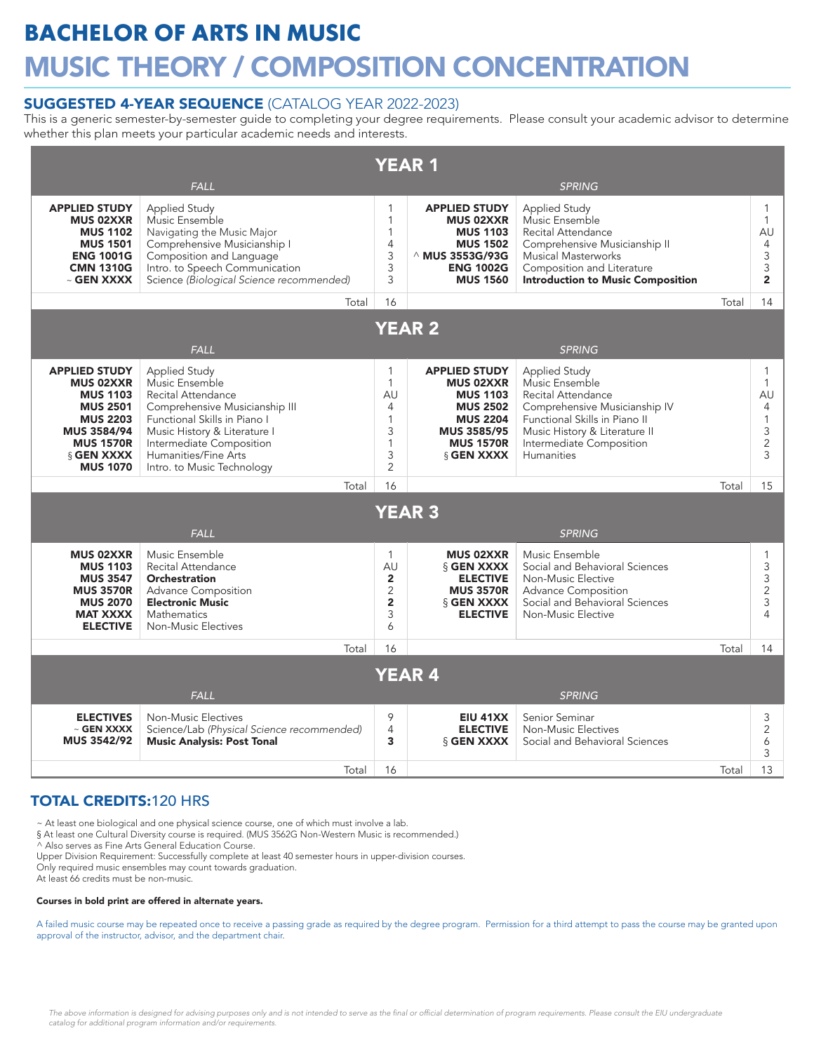# BACHELOR OF ARTS IN MUSIC

# MUSIC THEORY / COMPOSITION CONCENTRATION

## SUGGESTED 4-YEAR SEQUENCE (CATALOG YEAR 2022-2023)

This is a generic semester-by-semester guide to completing your degree requirements. Please consult your academic advisor to determine whether this plan meets your particular academic needs and interests.

### YEAR 1

| FALL | | | SPRING | | |
|---|---|---|---|---|---|
| **APPLIED STUDY** | Applied Study | 1 | **APPLIED STUDY** | Applied Study | 1 |
| **MUS 02XXR** | Music Ensemble | 1 | **MUS 02XXR** | Music Ensemble | 1 |
| **MUS 1102** | Navigating the Music Major | 1 | **MUS 1103** | Recital Attendance | AU |
| **MUS 1501** | Comprehensive Musicianship I | 4 | **MUS 1502** | Comprehensive Musicianship II | 4 |
| **ENG 1001G** | Composition and Language | 3 | **^ MUS 3553G/93G** | Musical Masterworks | 3 |
| **CMN 1310G** | Intro. to Speech Communication | 3 | **ENG 1002G** | Composition and Literature | 3 |
| **~ GEN XXXX** | Science *(Biological Science recommended)* | 3 | **MUS 1560** | **Introduction to Music Composition** | **2** |
| | Total | 16 | | Total | 14 |

### YEAR 2

| FALL | | | SPRING | | |
|---|---|---|---|---|---|
| **APPLIED STUDY** | Applied Study | 1 | **APPLIED STUDY** | Applied Study | 1 |
| **MUS 02XXR** | Music Ensemble | 1 | **MUS 02XXR** | Music Ensemble | 1 |
| **MUS 1103** | Recital Attendance | AU | **MUS 1103** | Recital Attendance | AU |
| **MUS 2501** | Comprehensive Musicianship III | 4 | **MUS 2502** | Comprehensive Musicianship IV | 4 |
| **MUS 2203** | Functional Skills in Piano I | 1 | **MUS 2204** | Functional Skills in Piano II | 1 |
| **MUS 3584/94** | Music History & Literature I | 3 | **MUS 3585/95** | Music History & Literature II | 3 |
| **MUS 1570R** | Intermediate Composition | 1 | **MUS 1570R** | Intermediate Composition | 2 |
| **§ GEN XXXX** | Humanities/Fine Arts | 3 | **§ GEN XXXX** | Humanities | 3 |
| **MUS 1070** | Intro. to Music Technology | 2 | | | |
| | Total | 16 | | Total | 15 |

### YEAR 3

| FALL | | | SPRING | | |
|---|---|---|---|---|---|
| **MUS 02XXR** | Music Ensemble | 1 | **MUS 02XXR** | Music Ensemble | 1 |
| **MUS 1103** | Recital Attendance | AU | **§ GEN XXXX** | Social and Behavioral Sciences | 3 |
| **MUS 3547** | **Orchestration** | **2** | **ELECTIVE** | Non-Music Elective | 3 |
| **MUS 3570R** | Advance Composition | 2 | **MUS 3570R** | Advance Composition | 2 |
| **MUS 2070** | **Electronic Music** | **2** | **§ GEN XXXX** | Social and Behavioral Sciences | 3 |
| **MAT XXXX** | Mathematics | 3 | **ELECTIVE** | Non-Music Elective | 4 |
| **ELECTIVE** | Non-Music Electives | 6 | | | |
| | Total | 16 | | Total | 14 |

### YEAR 4

| FALL | | | SPRING | | |
|---|---|---|---|---|---|
| **ELECTIVES** | Non-Music Electives | 9 | **EIU 41XX** | Senior Seminar | 3 |
| **~ GEN XXXX** | Science/Lab *(Physical Science recommended)* | 4 | **ELECTIVE** | Non-Music Electives | 2 |
| **MUS 3542/92** | **Music Analysis: Post Tonal** | **3** | **§ GEN XXXX** | Social and Behavioral Sciences | 6 |
| | | | | | 3 |
| | Total | 16 | | Total | 13 |

## TOTAL CREDITS: 120 HRS

~ At least one biological and one physical science course, one of which must involve a lab.
§ At least one Cultural Diversity course is required. (MUS 3562G Non-Western Music is recommended.)
^ Also serves as Fine Arts General Education Course.
Upper Division Requirement: Successfully complete at least 40 semester hours in upper-division courses.
Only required music ensembles may count towards graduation.
At least 66 credits must be non-music.

**Courses in bold print are offered in alternate years.**

A failed music course may be repeated once to receive a passing grade as required by the degree program. Permission for a third attempt to pass the course may be granted upon approval of the instructor, advisor, and the department chair.

*The above information is designed for advising purposes only and is not intended to serve as the final or official determination of program requirements. Please consult the EIU undergraduate catalog for additional program information and/or requirements.*